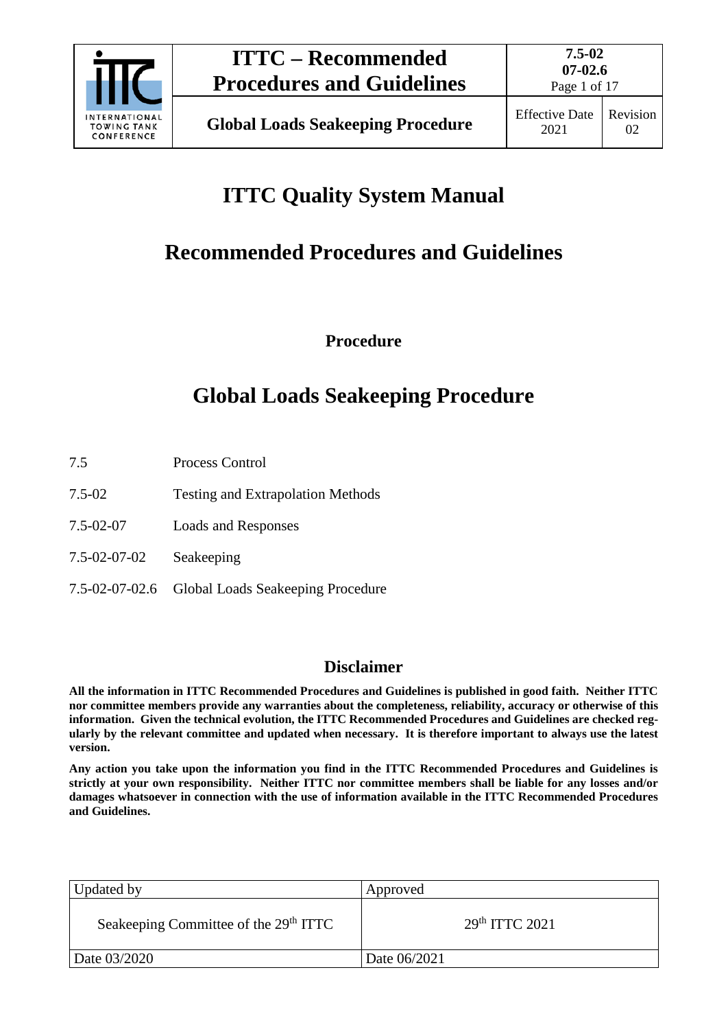# ITTC Quality System Manual

# Recommended Procedures and Guidelines

**Procedure**

# Global Loads Seakeeping Procedure

| | |
|---|---|
| 7.5 | Process Control |
| 7.5-02 | Testing and Extrapolation Methods |
| 7.5-02-07 | Loads and Responses |
| 7.5-02-07-02 | Seakeeping |
| 7.5-02-07-02.6 | Global Loads Seakeeping Procedure |

## Disclaimer

**All the information in ITTC Recommended Procedures and Guidelines is published in good faith. Neither ITTC nor committee members provide any warranties about the completeness, reliability, accuracy or otherwise of this information. Given the technical evolution, the ITTC Recommended Procedures and Guidelines are checked regularly by the relevant committee and updated when necessary. It is therefore important to always use the latest version.**

**Any action you take upon the information you find in the ITTC Recommended Procedures and Guidelines is strictly at your own responsibility. Neither ITTC nor committee members shall be liable for any losses and/or damages whatsoever in connection with the use of information available in the ITTC Recommended Procedures and Guidelines.**

| Updated by | Approved |
|---|---|
| Seakeeping Committee of the 29th ITTC | 29th ITTC 2021 |
| Date 03/2020 | Date 06/2021 |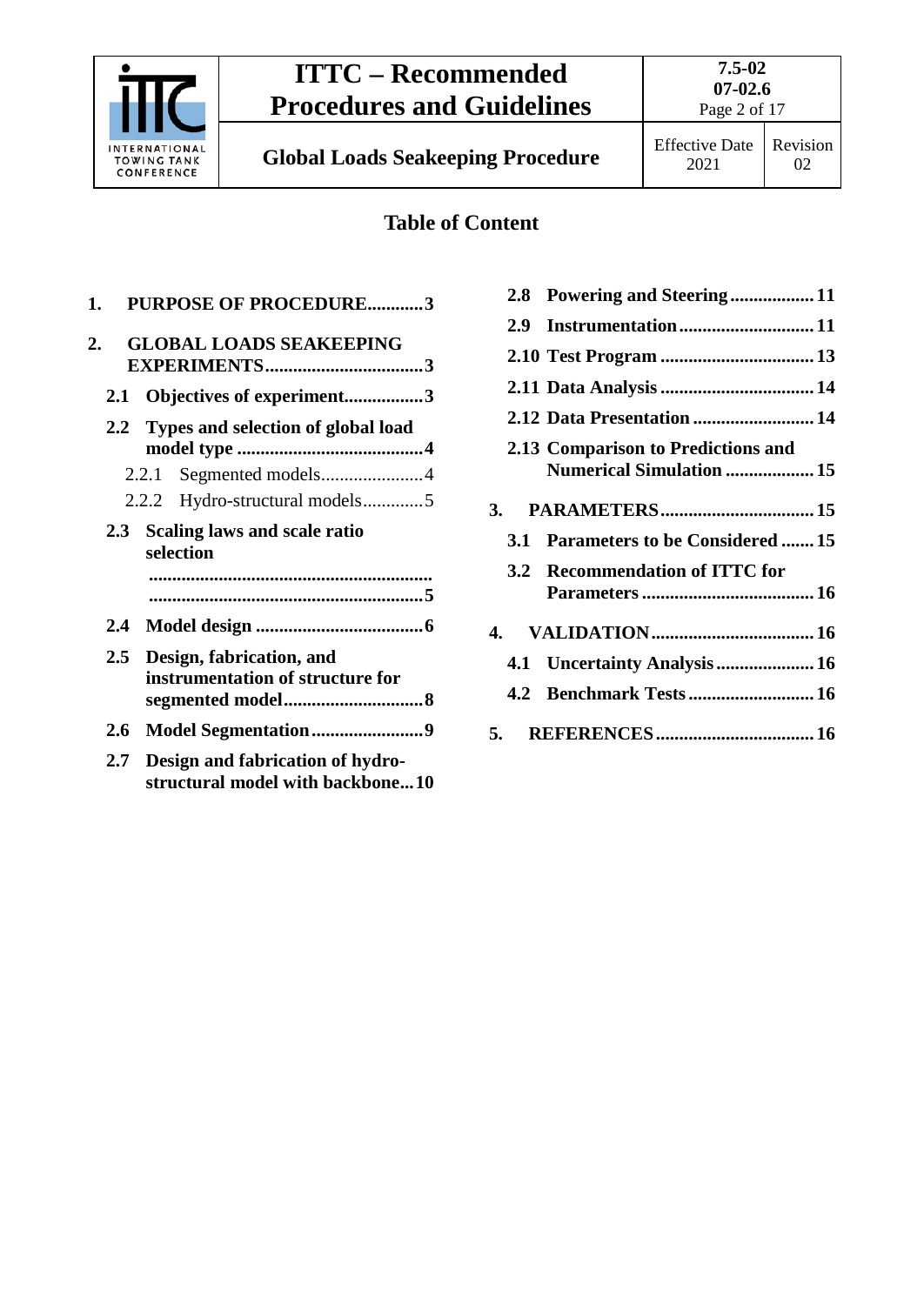## Table of Content

1. **PURPOSE OF PROCEDURE............3**
2. **GLOBAL LOADS SEAKEEPING EXPERIMENTS..................................3**
   - **2.1 Objectives of experiment.................3**
   - **2.2 Types and selection of global load model type ........................................4**
     - 2.2.1 Segmented models......................4
     - 2.2.2 Hydro-structural models.............5
   - **2.3 Scaling laws and scale ratio selection ............................................................ ...........................................................5**
   - **2.4 Model design ....................................6**
   - **2.5 Design, fabrication, and instrumentation of structure for segmented model.............................8**
   - **2.6 Model Segmentation........................9**
   - **2.7 Design and fabrication of hydro-structural model with backbone...10**
   - **2.8 Powering and Steering..................11**
   - **2.9 Instrumentation.............................11**
   - **2.10 Test Program .................................13**
   - **2.11 Data Analysis .................................14**
   - **2.12 Data Presentation ..........................14**
   - **2.13 Comparison to Predictions and Numerical Simulation ...................15**
3. **PARAMETERS.................................15**
   - **3.1 Parameters to be Considered .......15**
   - **3.2 Recommendation of ITTC for Parameters .....................................16**
4. **VALIDATION...................................16**
   - **4.1 Uncertainty Analysis .....................16**
   - **4.2 Benchmark Tests ...........................16**
5. **REFERENCES..................................16**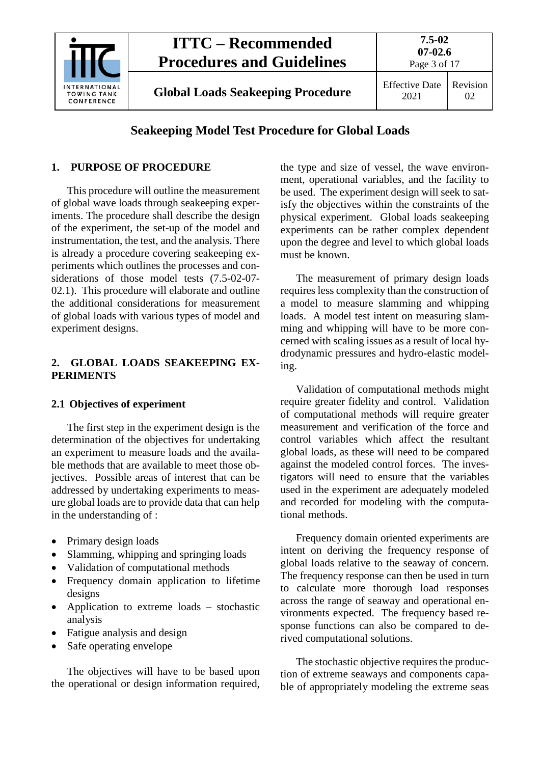# Seakeeping Model Test Procedure for Global Loads

## 1. PURPOSE OF PROCEDURE

This procedure will outline the measurement of global wave loads through seakeeping experiments. The procedure shall describe the design of the experiment, the set-up of the model and instrumentation, the test, and the analysis. There is already a procedure covering seakeeping experiments which outlines the processes and considerations of those model tests (7.5-02-07-02.1). This procedure will elaborate and outline the additional considerations for measurement of global loads with various types of model and experiment designs.

## 2. GLOBAL LOADS SEAKEEPING EXPERIMENTS

### 2.1 Objectives of experiment

The first step in the experiment design is the determination of the objectives for undertaking an experiment to measure loads and the available methods that are available to meet those objectives. Possible areas of interest that can be addressed by undertaking experiments to measure global loads are to provide data that can help in the understanding of :

- Primary design loads
- Slamming, whipping and springing loads
- Validation of computational methods
- Frequency domain application to lifetime designs
- Application to extreme loads – stochastic analysis
- Fatigue analysis and design
- Safe operating envelope

The objectives will have to be based upon the operational or design information required, the type and size of vessel, the wave environment, operational variables, and the facility to be used. The experiment design will seek to satisfy the objectives within the constraints of the physical experiment. Global loads seakeeping experiments can be rather complex dependent upon the degree and level to which global loads must be known.

The measurement of primary design loads requires less complexity than the construction of a model to measure slamming and whipping loads. A model test intent on measuring slamming and whipping will have to be more concerned with scaling issues as a result of local hydrodynamic pressures and hydro-elastic modeling.

Validation of computational methods might require greater fidelity and control. Validation of computational methods will require greater measurement and verification of the force and control variables which affect the resultant global loads, as these will need to be compared against the modeled control forces. The investigators will need to ensure that the variables used in the experiment are adequately modeled and recorded for modeling with the computational methods.

Frequency domain oriented experiments are intent on deriving the frequency response of global loads relative to the seaway of concern. The frequency response can then be used in turn to calculate more thorough load responses across the range of seaway and operational environments expected. The frequency based response functions can also be compared to derived computational solutions.

The stochastic objective requires the production of extreme seaways and components capable of appropriately modeling the extreme seas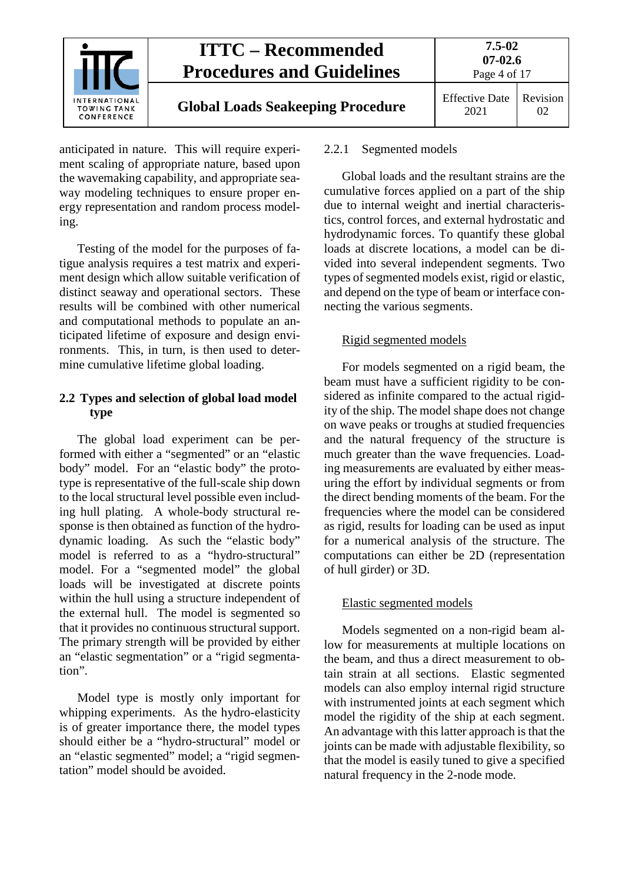anticipated in nature. This will require experiment scaling of appropriate nature, based upon the wavemaking capability, and appropriate seaway modeling techniques to ensure proper energy representation and random process modeling.

Testing of the model for the purposes of fatigue analysis requires a test matrix and experiment design which allow suitable verification of distinct seaway and operational sectors. These results will be combined with other numerical and computational methods to populate an anticipated lifetime of exposure and design environments. This, in turn, is then used to determine cumulative lifetime global loading.

## 2.2 Types and selection of global load model type

The global load experiment can be performed with either a "segmented" or an "elastic body" model. For an "elastic body" the prototype is representative of the full-scale ship down to the local structural level possible even including hull plating. A whole-body structural response is then obtained as function of the hydrodynamic loading. As such the "elastic body" model is referred to as a "hydro-structural" model. For a "segmented model" the global loads will be investigated at discrete points within the hull using a structure independent of the external hull. The model is segmented so that it provides no continuous structural support. The primary strength will be provided by either an "elastic segmentation" or a "rigid segmentation".

Model type is mostly only important for whipping experiments. As the hydro-elasticity is of greater importance there, the model types should either be a "hydro-structural" model or an "elastic segmented" model; a "rigid segmentation" model should be avoided.

### 2.2.1 Segmented models

Global loads and the resultant strains are the cumulative forces applied on a part of the ship due to internal weight and inertial characteristics, control forces, and external hydrostatic and hydrodynamic forces. To quantify these global loads at discrete locations, a model can be divided into several independent segments. Two types of segmented models exist, rigid or elastic, and depend on the type of beam or interface connecting the various segments.

Rigid segmented models

For models segmented on a rigid beam, the beam must have a sufficient rigidity to be considered as infinite compared to the actual rigidity of the ship. The model shape does not change on wave peaks or troughs at studied frequencies and the natural frequency of the structure is much greater than the wave frequencies. Loading measurements are evaluated by either measuring the effort by individual segments or from the direct bending moments of the beam. For the frequencies where the model can be considered as rigid, results for loading can be used as input for a numerical analysis of the structure. The computations can either be 2D (representation of hull girder) or 3D.

Elastic segmented models

Models segmented on a non-rigid beam allow for measurements at multiple locations on the beam, and thus a direct measurement to obtain strain at all sections. Elastic segmented models can also employ internal rigid structure with instrumented joints at each segment which model the rigidity of the ship at each segment. An advantage with this latter approach is that the joints can be made with adjustable flexibility, so that the model is easily tuned to give a specified natural frequency in the 2-node mode.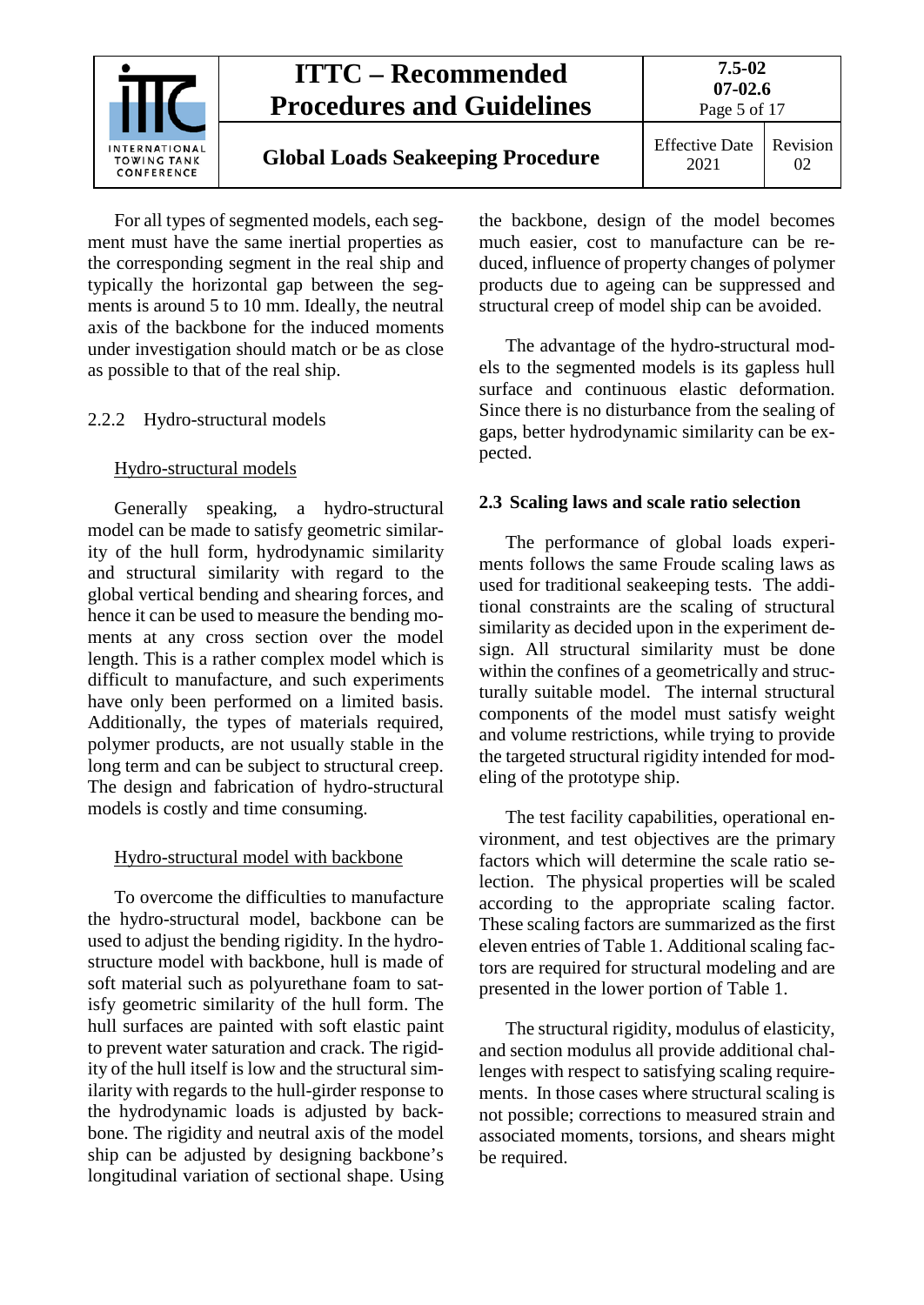For all types of segmented models, each segment must have the same inertial properties as the corresponding segment in the real ship and typically the horizontal gap between the segments is around 5 to 10 mm. Ideally, the neutral axis of the backbone for the induced moments under investigation should match or be as close as possible to that of the real ship.

### 2.2.2 Hydro-structural models

Hydro-structural models

Generally speaking, a hydro-structural model can be made to satisfy geometric similarity of the hull form, hydrodynamic similarity and structural similarity with regard to the global vertical bending and shearing forces, and hence it can be used to measure the bending moments at any cross section over the model length. This is a rather complex model which is difficult to manufacture, and such experiments have only been performed on a limited basis. Additionally, the types of materials required, polymer products, are not usually stable in the long term and can be subject to structural creep. The design and fabrication of hydro-structural models is costly and time consuming.

Hydro-structural model with backbone

To overcome the difficulties to manufacture the hydro-structural model, backbone can be used to adjust the bending rigidity. In the hydro-structure model with backbone, hull is made of soft material such as polyurethane foam to satisfy geometric similarity of the hull form. The hull surfaces are painted with soft elastic paint to prevent water saturation and crack. The rigidity of the hull itself is low and the structural similarity with regards to the hull-girder response to the hydrodynamic loads is adjusted by backbone. The rigidity and neutral axis of the model ship can be adjusted by designing backbone's longitudinal variation of sectional shape. Using the backbone, design of the model becomes much easier, cost to manufacture can be reduced, influence of property changes of polymer products due to ageing can be suppressed and structural creep of model ship can be avoided.

The advantage of the hydro-structural models to the segmented models is its gapless hull surface and continuous elastic deformation. Since there is no disturbance from the sealing of gaps, better hydrodynamic similarity can be expected.

## 2.3 Scaling laws and scale ratio selection

The performance of global loads experiments follows the same Froude scaling laws as used for traditional seakeeping tests. The additional constraints are the scaling of structural similarity as decided upon in the experiment design. All structural similarity must be done within the confines of a geometrically and structurally suitable model. The internal structural components of the model must satisfy weight and volume restrictions, while trying to provide the targeted structural rigidity intended for modeling of the prototype ship.

The test facility capabilities, operational environment, and test objectives are the primary factors which will determine the scale ratio selection. The physical properties will be scaled according to the appropriate scaling factor. These scaling factors are summarized as the first eleven entries of Table 1. Additional scaling factors are required for structural modeling and are presented in the lower portion of Table 1.

The structural rigidity, modulus of elasticity, and section modulus all provide additional challenges with respect to satisfying scaling requirements. In those cases where structural scaling is not possible; corrections to measured strain and associated moments, torsions, and shears might be required.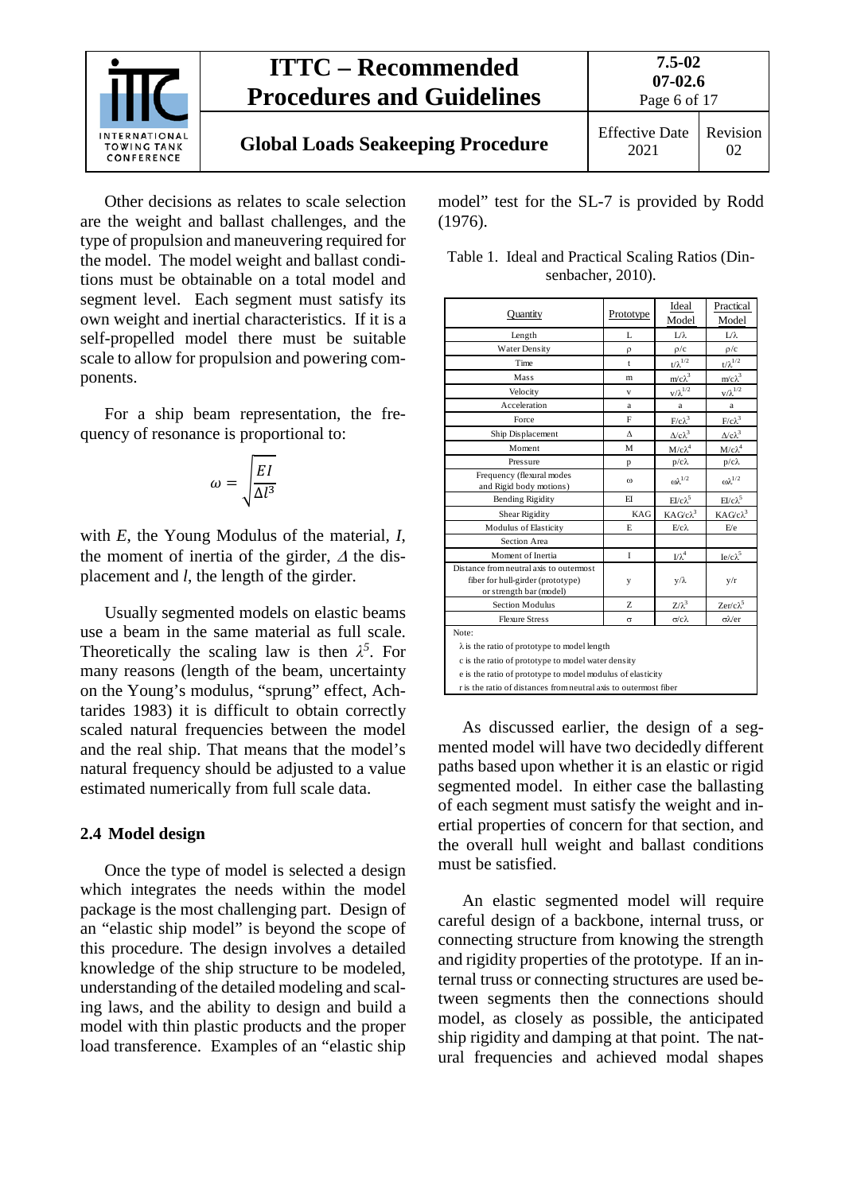Other decisions as relates to scale selection are the weight and ballast challenges, and the type of propulsion and maneuvering required for the model. The model weight and ballast conditions must be obtainable on a total model and segment level. Each segment must satisfy its own weight and inertial characteristics. If it is a self-propelled model there must be suitable scale to allow for propulsion and powering components.

For a ship beam representation, the frequency of resonance is proportional to:

$$\omega = \sqrt{\frac{EI}{\Delta l^3}}$$

with *E*, the Young Modulus of the material, *I*, the moment of inertia of the girder, $\Delta$ the displacement and *l*, the length of the girder.

Usually segmented models on elastic beams use a beam in the same material as full scale. Theoretically the scaling law is then $\lambda^5$. For many reasons (length of the beam, uncertainty on the Young's modulus, "sprung" effect, Achtarides 1983) it is difficult to obtain correctly scaled natural frequencies between the model and the real ship. That means that the model's natural frequency should be adjusted to a value estimated numerically from full scale data.

## 2.4 Model design

Once the type of model is selected a design which integrates the needs within the model package is the most challenging part. Design of an "elastic ship model" is beyond the scope of this procedure. The design involves a detailed knowledge of the ship structure to be modeled, understanding of the detailed modeling and scaling laws, and the ability to design and build a model with thin plastic products and the proper load transference. Examples of an "elastic ship model" test for the SL-7 is provided by Rodd (1976).

Table 1. Ideal and Practical Scaling Ratios (Dinsenbacher, 2010).

| Quantity | Prototype | Ideal Model | Practical Model |
|---|---|---|---|
| Length | L | $L/\lambda$ | $L/\lambda$ |
| Water Density | $\rho$ | $\rho/c$ | $\rho/c$ |
| Time | t | $t/\lambda^{1/2}$ | $t/\lambda^{1/2}$ |
| Mass | m | $m/c\lambda^3$ | $m/c\lambda^3$ |
| Velocity | v | $v/\lambda^{1/2}$ | $v/\lambda^{1/2}$ |
| Acceleration | a | a | a |
| Force | F | $F/c\lambda^3$ | $F/c\lambda^3$ |
| Ship Displacement | $\Delta$ | $\Delta/c\lambda^3$ | $\Delta/c\lambda^3$ |
| Moment | M | $M/c\lambda^4$ | $M/c\lambda^4$ |
| Pressure | p | $p/c\lambda$ | $p/c\lambda$ |
| Frequency (flexural modes and Rigid body motions) | $\omega$ | $\omega\lambda^{1/2}$ | $\omega\lambda^{1/2}$ |
| Bending Rigidity | EI | $EI/c\lambda^5$ | $EI/c\lambda^5$ |
| Shear Rigidity | KAG | $KAG/c\lambda^3$ | $KAG/c\lambda^3$ |
| Modulus of Elasticity | E | $E/c\lambda$ | $E/e$ |
| Section Area | | | |
| Moment of Inertia | I | $I/\lambda^4$ | $Ie/c\lambda^5$ |
| Distance from neutral axis to outermost fiber for hull-girder (prototype) or strength bar (model) | y | $y/\lambda$ | $y/r$ |
| Section Modulus | Z | $Z/\lambda^3$ | $Zer/c\lambda^5$ |
| Flexure Stress | $\sigma$ | $\sigma/c\lambda$ | $\sigma\lambda/er$ |

Note:
$\lambda$ is the ratio of prototype to model length
c is the ratio of prototype to model water density
e is the ratio of prototype to model modulus of elasticity
r is the ratio of distances from neutral axis to outermost fiber

As discussed earlier, the design of a segmented model will have two decidedly different paths based upon whether it is an elastic or rigid segmented model. In either case the ballasting of each segment must satisfy the weight and inertial properties of concern for that section, and the overall hull weight and ballast conditions must be satisfied.

An elastic segmented model will require careful design of a backbone, internal truss, or connecting structure from knowing the strength and rigidity properties of the prototype. If an internal truss or connecting structures are used between segments then the connections should model, as closely as possible, the anticipated ship rigidity and damping at that point. The natural frequencies and achieved modal shapes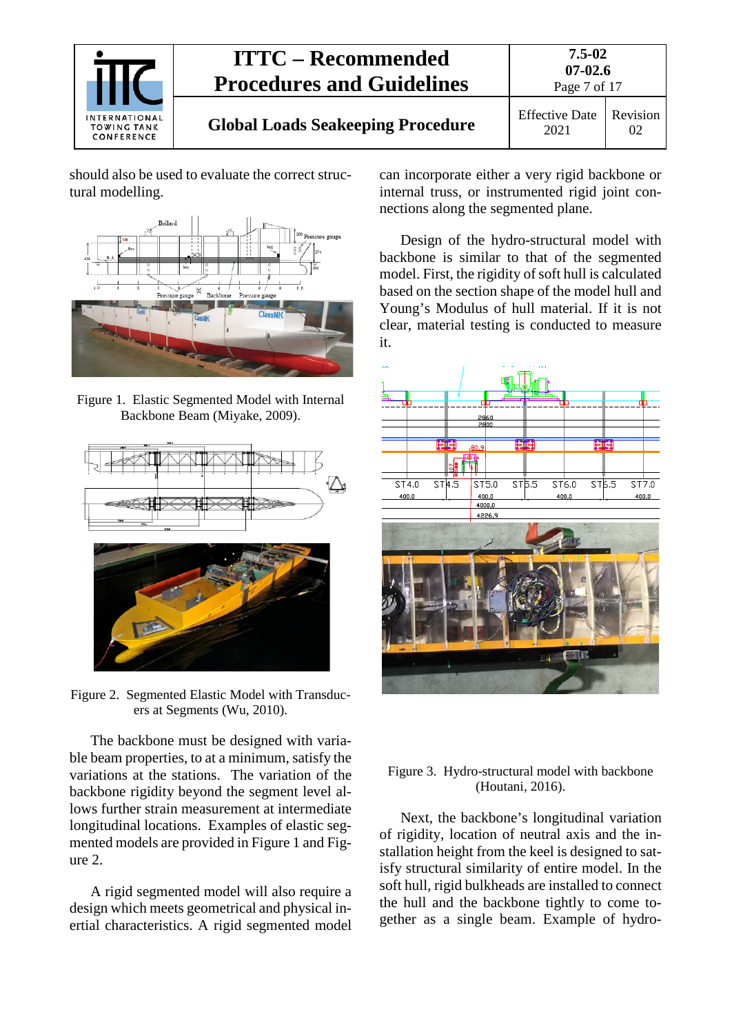should also be used to evaluate the correct structural modelling.

Figure 1. Elastic Segmented Model with Internal Backbone Beam (Miyake, 2009).

Figure 2. Segmented Elastic Model with Transducers at Segments (Wu, 2010).

The backbone must be designed with variable beam properties, to at a minimum, satisfy the variations at the stations. The variation of the backbone rigidity beyond the segment level allows further strain measurement at intermediate longitudinal locations. Examples of elastic segmented models are provided in Figure 1 and Figure 2.

A rigid segmented model will also require a design which meets geometrical and physical inertial characteristics. A rigid segmented model can incorporate either a very rigid backbone or internal truss, or instrumented rigid joint connections along the segmented plane.

Design of the hydro-structural model with backbone is similar to that of the segmented model. First, the rigidity of soft hull is calculated based on the section shape of the model hull and Young's Modulus of hull material. If it is not clear, material testing is conducted to measure it.

Figure 3. Hydro-structural model with backbone (Houtani, 2016).

Next, the backbone's longitudinal variation of rigidity, location of neutral axis and the installation height from the keel is designed to satisfy structural similarity of entire model. In the soft hull, rigid bulkheads are installed to connect the hull and the backbone tightly to come together as a single beam. Example of hydro-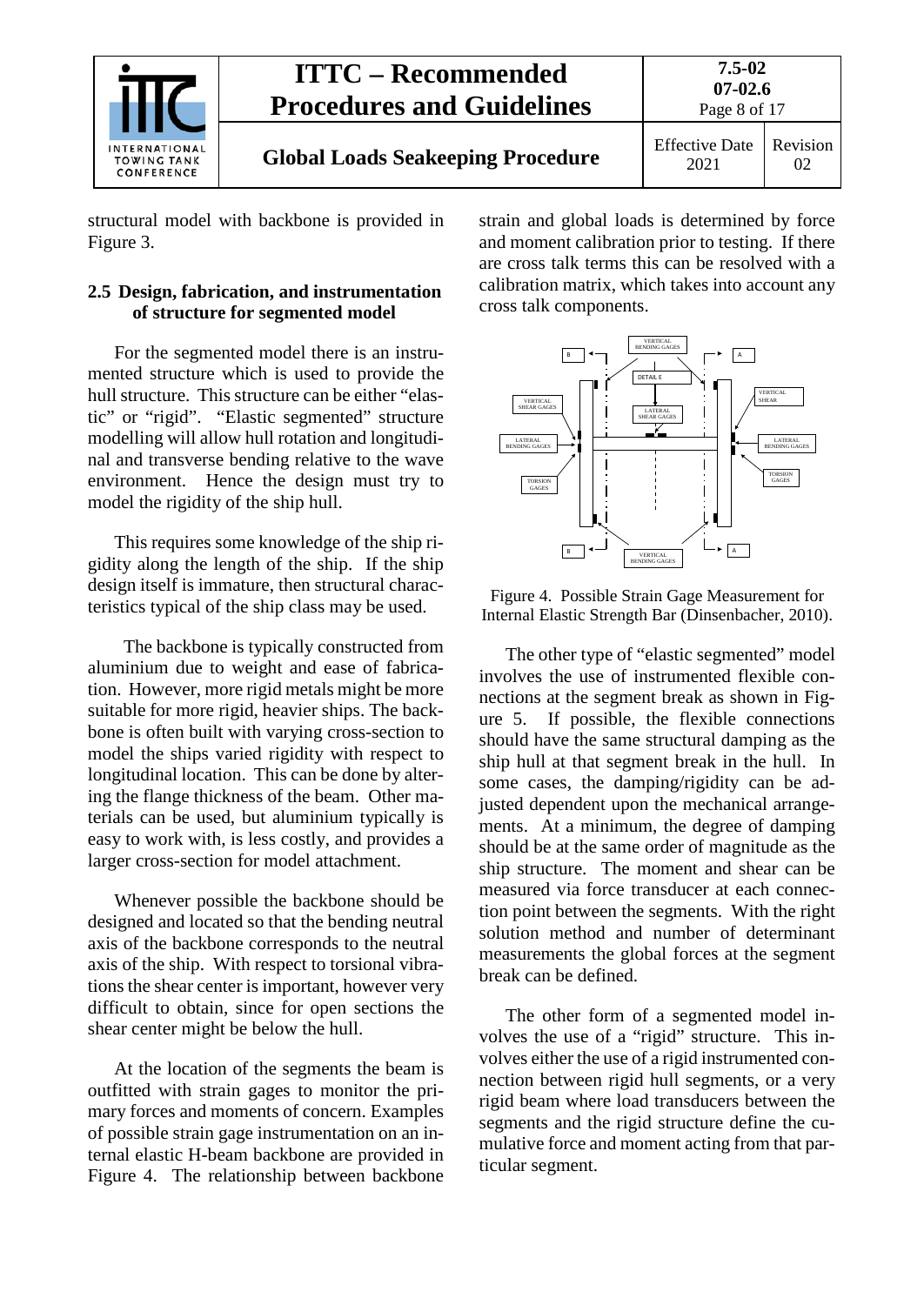structural model with backbone is provided in Figure 3.

## 2.5 Design, fabrication, and instrumentation of structure for segmented model

For the segmented model there is an instrumented structure which is used to provide the hull structure. This structure can be either "elastic" or "rigid". "Elastic segmented" structure modelling will allow hull rotation and longitudinal and transverse bending relative to the wave environment. Hence the design must try to model the rigidity of the ship hull.

This requires some knowledge of the ship rigidity along the length of the ship. If the ship design itself is immature, then structural characteristics typical of the ship class may be used.

The backbone is typically constructed from aluminium due to weight and ease of fabrication. However, more rigid metals might be more suitable for more rigid, heavier ships. The backbone is often built with varying cross-section to model the ships varied rigidity with respect to longitudinal location. This can be done by altering the flange thickness of the beam. Other materials can be used, but aluminium typically is easy to work with, is less costly, and provides a larger cross-section for model attachment.

Whenever possible the backbone should be designed and located so that the bending neutral axis of the backbone corresponds to the neutral axis of the ship. With respect to torsional vibrations the shear center is important, however very difficult to obtain, since for open sections the shear center might be below the hull.

At the location of the segments the beam is outfitted with strain gages to monitor the primary forces and moments of concern. Examples of possible strain gage instrumentation on an internal elastic H-beam backbone are provided in Figure 4. The relationship between backbone strain and global loads is determined by force and moment calibration prior to testing. If there are cross talk terms this can be resolved with a calibration matrix, which takes into account any cross talk components.

Figure 4. Possible Strain Gage Measurement for Internal Elastic Strength Bar (Dinsenbacher, 2010).

The other type of "elastic segmented" model involves the use of instrumented flexible connections at the segment break as shown in Figure 5. If possible, the flexible connections should have the same structural damping as the ship hull at that segment break in the hull. In some cases, the damping/rigidity can be adjusted dependent upon the mechanical arrangements. At a minimum, the degree of damping should be at the same order of magnitude as the ship structure. The moment and shear can be measured via force transducer at each connection point between the segments. With the right solution method and number of determinant measurements the global forces at the segment break can be defined.

The other form of a segmented model involves the use of a "rigid" structure. This involves either the use of a rigid instrumented connection between rigid hull segments, or a very rigid beam where load transducers between the segments and the rigid structure define the cumulative force and moment acting from that particular segment.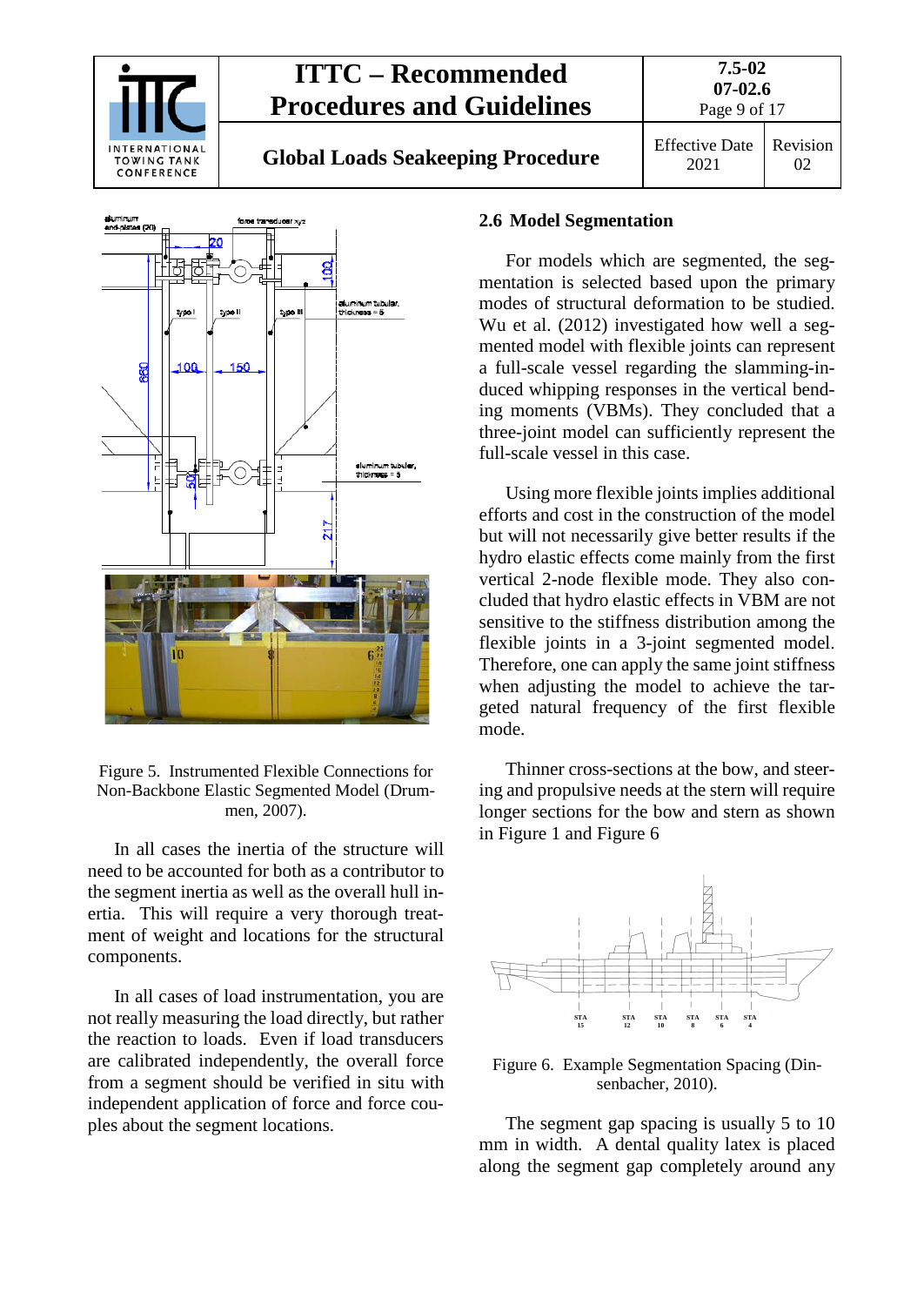Figure 5. Instrumented Flexible Connections for Non-Backbone Elastic Segmented Model (Drummen, 2007).

In all cases the inertia of the structure will need to be accounted for both as a contributor to the segment inertia as well as the overall hull inertia. This will require a very thorough treatment of weight and locations for the structural components.

In all cases of load instrumentation, you are not really measuring the load directly, but rather the reaction to loads. Even if load transducers are calibrated independently, the overall force from a segment should be verified in situ with independent application of force and force couples about the segment locations.

## 2.6 Model Segmentation

For models which are segmented, the segmentation is selected based upon the primary modes of structural deformation to be studied. Wu et al. (2012) investigated how well a segmented model with flexible joints can represent a full-scale vessel regarding the slamming-induced whipping responses in the vertical bending moments (VBMs). They concluded that a three-joint model can sufficiently represent the full-scale vessel in this case.

Using more flexible joints implies additional efforts and cost in the construction of the model but will not necessarily give better results if the hydro elastic effects come mainly from the first vertical 2-node flexible mode. They also concluded that hydro elastic effects in VBM are not sensitive to the stiffness distribution among the flexible joints in a 3-joint segmented model. Therefore, one can apply the same joint stiffness when adjusting the model to achieve the targeted natural frequency of the first flexible mode.

Thinner cross-sections at the bow, and steering and propulsive needs at the stern will require longer sections for the bow and stern as shown in Figure 1 and Figure 6

Figure 6. Example Segmentation Spacing (Dinsenbacher, 2010).

The segment gap spacing is usually 5 to 10 mm in width. A dental quality latex is placed along the segment gap completely around any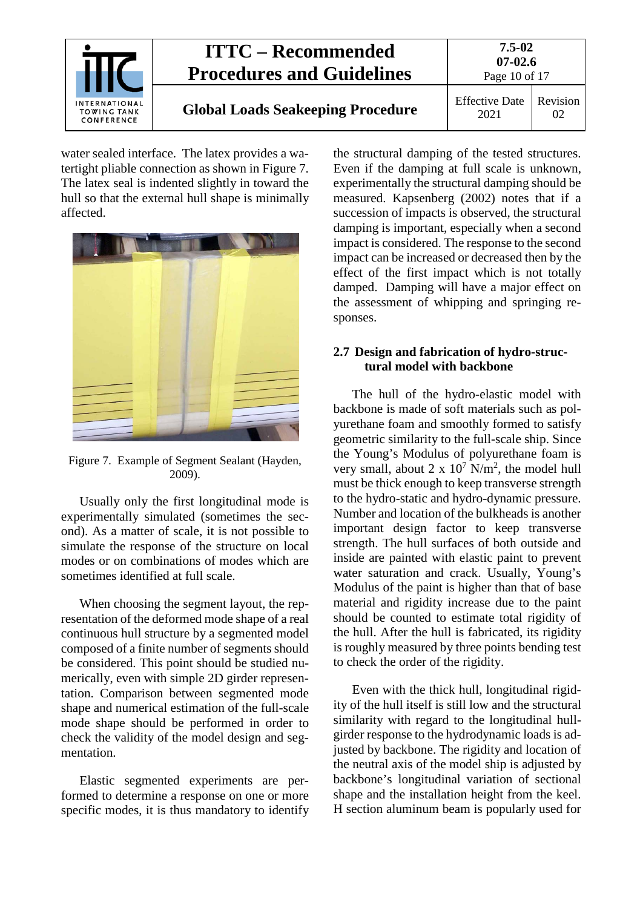water sealed interface. The latex provides a watertight pliable connection as shown in Figure 7. The latex seal is indented slightly in toward the hull so that the external hull shape is minimally affected.

Figure 7. Example of Segment Sealant (Hayden, 2009).

Usually only the first longitudinal mode is experimentally simulated (sometimes the second). As a matter of scale, it is not possible to simulate the response of the structure on local modes or on combinations of modes which are sometimes identified at full scale.

When choosing the segment layout, the representation of the deformed mode shape of a real continuous hull structure by a segmented model composed of a finite number of segments should be considered. This point should be studied numerically, even with simple 2D girder representation. Comparison between segmented mode shape and numerical estimation of the full-scale mode shape should be performed in order to check the validity of the model design and segmentation.

Elastic segmented experiments are performed to determine a response on one or more specific modes, it is thus mandatory to identify the structural damping of the tested structures. Even if the damping at full scale is unknown, experimentally the structural damping should be measured. Kapsenberg (2002) notes that if a succession of impacts is observed, the structural damping is important, especially when a second impact is considered. The response to the second impact can be increased or decreased then by the effect of the first impact which is not totally damped. Damping will have a major effect on the assessment of whipping and springing responses.

## 2.7 Design and fabrication of hydro-structural model with backbone

The hull of the hydro-elastic model with backbone is made of soft materials such as polyurethane foam and smoothly formed to satisfy geometric similarity to the full-scale ship. Since the Young's Modulus of polyurethane foam is very small, about $2 \times 10^7$ N/m$^2$, the model hull must be thick enough to keep transverse strength to the hydro-static and hydro-dynamic pressure. Number and location of the bulkheads is another important design factor to keep transverse strength. The hull surfaces of both outside and inside are painted with elastic paint to prevent water saturation and crack. Usually, Young's Modulus of the paint is higher than that of base material and rigidity increase due to the paint should be counted to estimate total rigidity of the hull. After the hull is fabricated, its rigidity is roughly measured by three points bending test to check the order of the rigidity.

Even with the thick hull, longitudinal rigidity of the hull itself is still low and the structural similarity with regard to the longitudinal hull-girder response to the hydrodynamic loads is adjusted by backbone. The rigidity and location of the neutral axis of the model ship is adjusted by backbone's longitudinal variation of sectional shape and the installation height from the keel. H section aluminum beam is popularly used for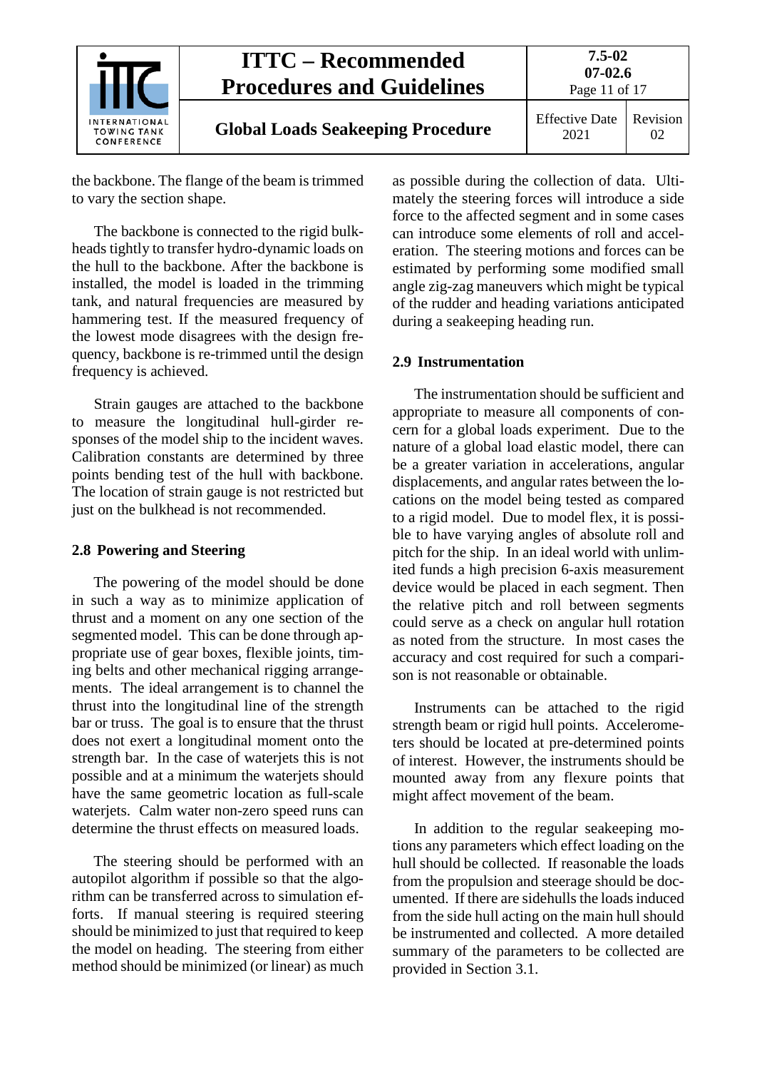the backbone. The flange of the beam is trimmed to vary the section shape.

The backbone is connected to the rigid bulkheads tightly to transfer hydro-dynamic loads on the hull to the backbone. After the backbone is installed, the model is loaded in the trimming tank, and natural frequencies are measured by hammering test. If the measured frequency of the lowest mode disagrees with the design frequency, backbone is re-trimmed until the design frequency is achieved.

Strain gauges are attached to the backbone to measure the longitudinal hull-girder responses of the model ship to the incident waves. Calibration constants are determined by three points bending test of the hull with backbone. The location of strain gauge is not restricted but just on the bulkhead is not recommended.

## 2.8 Powering and Steering

The powering of the model should be done in such a way as to minimize application of thrust and a moment on any one section of the segmented model. This can be done through appropriate use of gear boxes, flexible joints, timing belts and other mechanical rigging arrangements. The ideal arrangement is to channel the thrust into the longitudinal line of the strength bar or truss. The goal is to ensure that the thrust does not exert a longitudinal moment onto the strength bar. In the case of waterjets this is not possible and at a minimum the waterjets should have the same geometric location as full-scale waterjets. Calm water non-zero speed runs can determine the thrust effects on measured loads.

The steering should be performed with an autopilot algorithm if possible so that the algorithm can be transferred across to simulation efforts. If manual steering is required steering should be minimized to just that required to keep the model on heading. The steering from either method should be minimized (or linear) as much as possible during the collection of data. Ultimately the steering forces will introduce a side force to the affected segment and in some cases can introduce some elements of roll and acceleration. The steering motions and forces can be estimated by performing some modified small angle zig-zag maneuvers which might be typical of the rudder and heading variations anticipated during a seakeeping heading run.

## 2.9 Instrumentation

The instrumentation should be sufficient and appropriate to measure all components of concern for a global loads experiment. Due to the nature of a global load elastic model, there can be a greater variation in accelerations, angular displacements, and angular rates between the locations on the model being tested as compared to a rigid model. Due to model flex, it is possible to have varying angles of absolute roll and pitch for the ship. In an ideal world with unlimited funds a high precision 6-axis measurement device would be placed in each segment. Then the relative pitch and roll between segments could serve as a check on angular hull rotation as noted from the structure. In most cases the accuracy and cost required for such a comparison is not reasonable or obtainable.

Instruments can be attached to the rigid strength beam or rigid hull points. Accelerometers should be located at pre-determined points of interest. However, the instruments should be mounted away from any flexure points that might affect movement of the beam.

In addition to the regular seakeeping motions any parameters which effect loading on the hull should be collected. If reasonable the loads from the propulsion and steerage should be documented. If there are sidehulls the loads induced from the side hull acting on the main hull should be instrumented and collected. A more detailed summary of the parameters to be collected are provided in Section 3.1.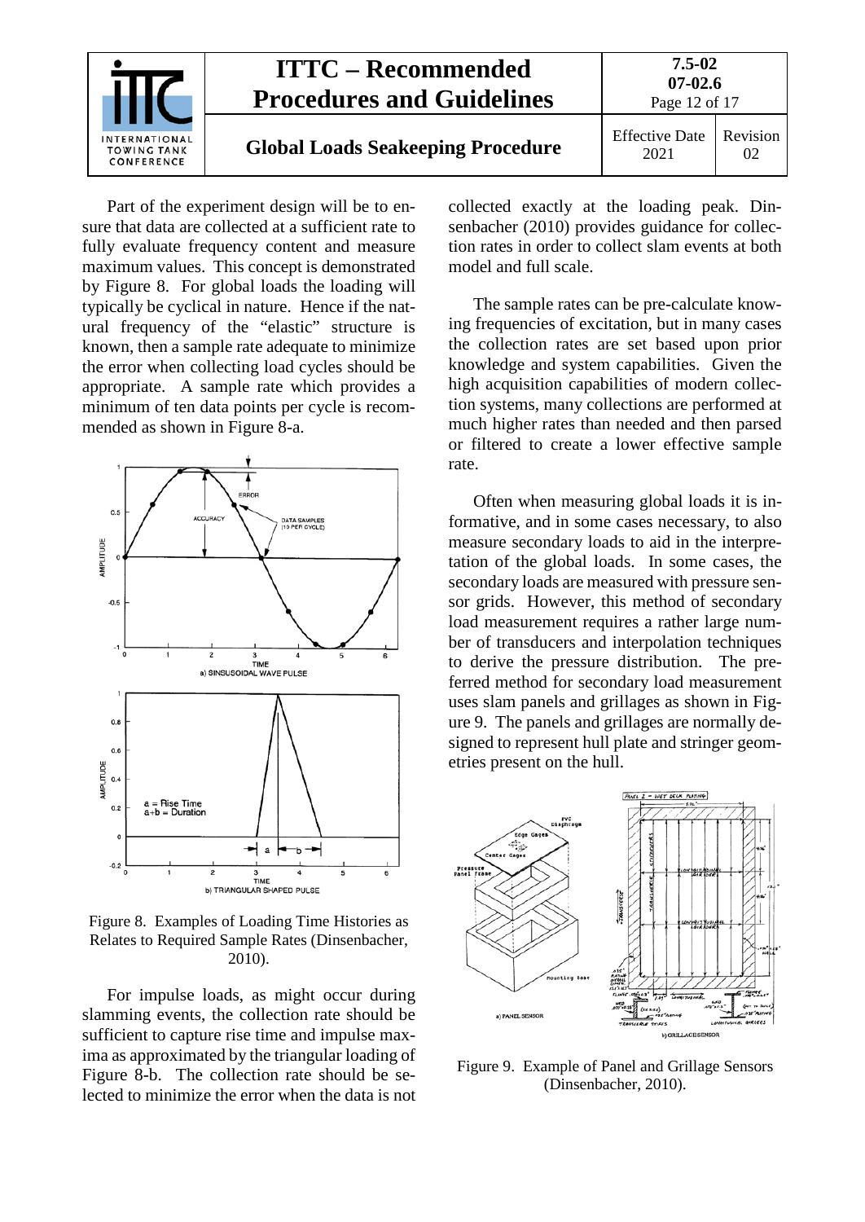Part of the experiment design will be to ensure that data are collected at a sufficient rate to fully evaluate frequency content and measure maximum values. This concept is demonstrated by Figure 8. For global loads the loading will typically be cyclical in nature. Hence if the natural frequency of the "elastic" structure is known, then a sample rate adequate to minimize the error when collecting load cycles should be appropriate. A sample rate which provides a minimum of ten data points per cycle is recommended as shown in Figure 8-a.

Figure 8. Examples of Loading Time Histories as Relates to Required Sample Rates (Dinsenbacher, 2010).

For impulse loads, as might occur during slamming events, the collection rate should be sufficient to capture rise time and impulse maxima as approximated by the triangular loading of Figure 8-b. The collection rate should be selected to minimize the error when the data is not collected exactly at the loading peak. Dinsenbacher (2010) provides guidance for collection rates in order to collect slam events at both model and full scale.

The sample rates can be pre-calculate knowing frequencies of excitation, but in many cases the collection rates are set based upon prior knowledge and system capabilities. Given the high acquisition capabilities of modern collection systems, many collections are performed at much higher rates than needed and then parsed or filtered to create a lower effective sample rate.

Often when measuring global loads it is informative, and in some cases necessary, to also measure secondary loads to aid in the interpretation of the global loads. In some cases, the secondary loads are measured with pressure sensor grids. However, this method of secondary load measurement requires a rather large number of transducers and interpolation techniques to derive the pressure distribution. The preferred method for secondary load measurement uses slam panels and grillages as shown in Figure 9. The panels and grillages are normally designed to represent hull plate and stringer geometries present on the hull.

Figure 9. Example of Panel and Grillage Sensors (Dinsenbacher, 2010).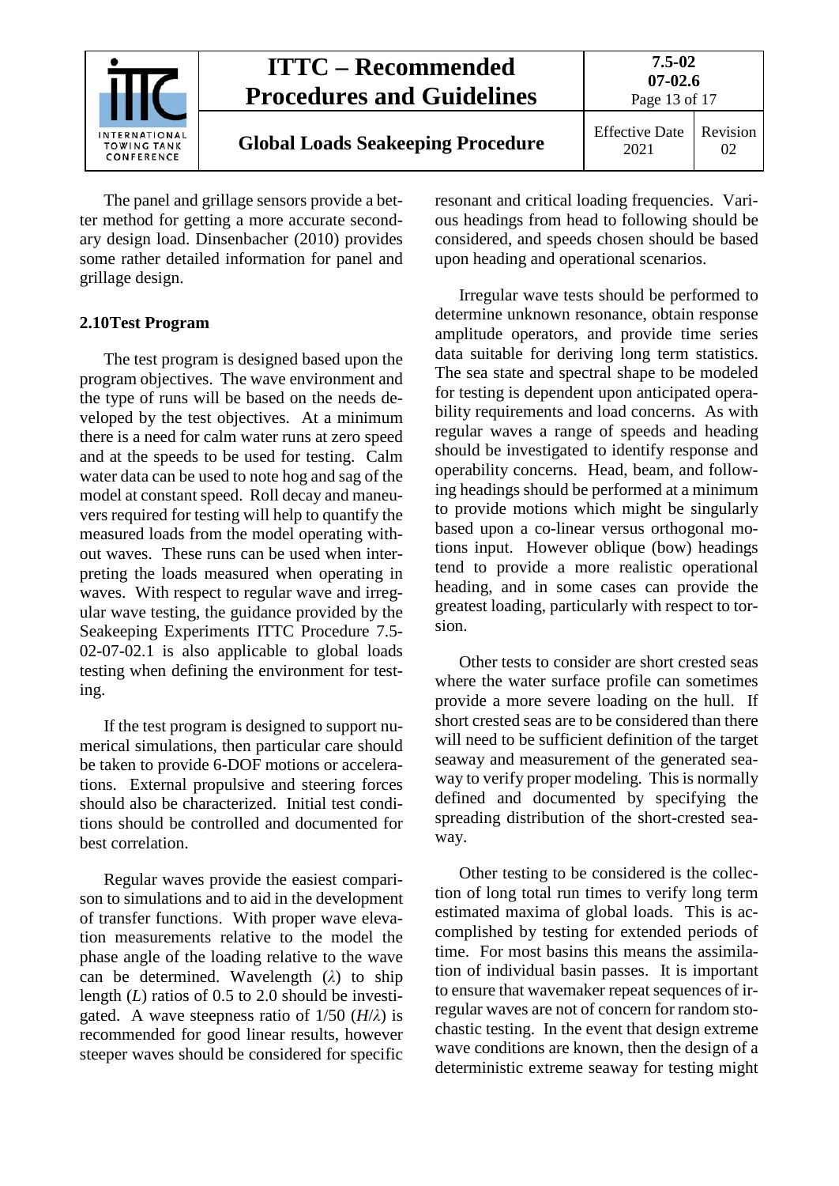The panel and grillage sensors provide a better method for getting a more accurate secondary design load. Dinsenbacher (2010) provides some rather detailed information for panel and grillage design.

### 2.10 Test Program

The test program is designed based upon the program objectives. The wave environment and the type of runs will be based on the needs developed by the test objectives. At a minimum there is a need for calm water runs at zero speed and at the speeds to be used for testing. Calm water data can be used to note hog and sag of the model at constant speed. Roll decay and maneuvers required for testing will help to quantify the measured loads from the model operating without waves. These runs can be used when interpreting the loads measured when operating in waves. With respect to regular wave and irregular wave testing, the guidance provided by the Seakeeping Experiments ITTC Procedure 7.5-02-07-02.1 is also applicable to global loads testing when defining the environment for testing.

If the test program is designed to support numerical simulations, then particular care should be taken to provide 6-DOF motions or accelerations. External propulsive and steering forces should also be characterized. Initial test conditions should be controlled and documented for best correlation.

Regular waves provide the easiest comparison to simulations and to aid in the development of transfer functions. With proper wave elevation measurements relative to the model the phase angle of the loading relative to the wave can be determined. Wavelength ($\lambda$) to ship length ($L$) ratios of 0.5 to 2.0 should be investigated. A wave steepness ratio of 1/50 ($H/\lambda$) is recommended for good linear results, however steeper waves should be considered for specific resonant and critical loading frequencies. Various headings from head to following should be considered, and speeds chosen should be based upon heading and operational scenarios.

Irregular wave tests should be performed to determine unknown resonance, obtain response amplitude operators, and provide time series data suitable for deriving long term statistics. The sea state and spectral shape to be modeled for testing is dependent upon anticipated operability requirements and load concerns. As with regular waves a range of speeds and heading should be investigated to identify response and operability concerns. Head, beam, and following headings should be performed at a minimum to provide motions which might be singularly based upon a co-linear versus orthogonal motions input. However oblique (bow) headings tend to provide a more realistic operational heading, and in some cases can provide the greatest loading, particularly with respect to torsion.

Other tests to consider are short crested seas where the water surface profile can sometimes provide a more severe loading on the hull. If short crested seas are to be considered than there will need to be sufficient definition of the target seaway and measurement of the generated seaway to verify proper modeling. This is normally defined and documented by specifying the spreading distribution of the short-crested seaway.

Other testing to be considered is the collection of long total run times to verify long term estimated maxima of global loads. This is accomplished by testing for extended periods of time. For most basins this means the assimilation of individual basin passes. It is important to ensure that wavemaker repeat sequences of irregular waves are not of concern for random stochastic testing. In the event that design extreme wave conditions are known, then the design of a deterministic extreme seaway for testing might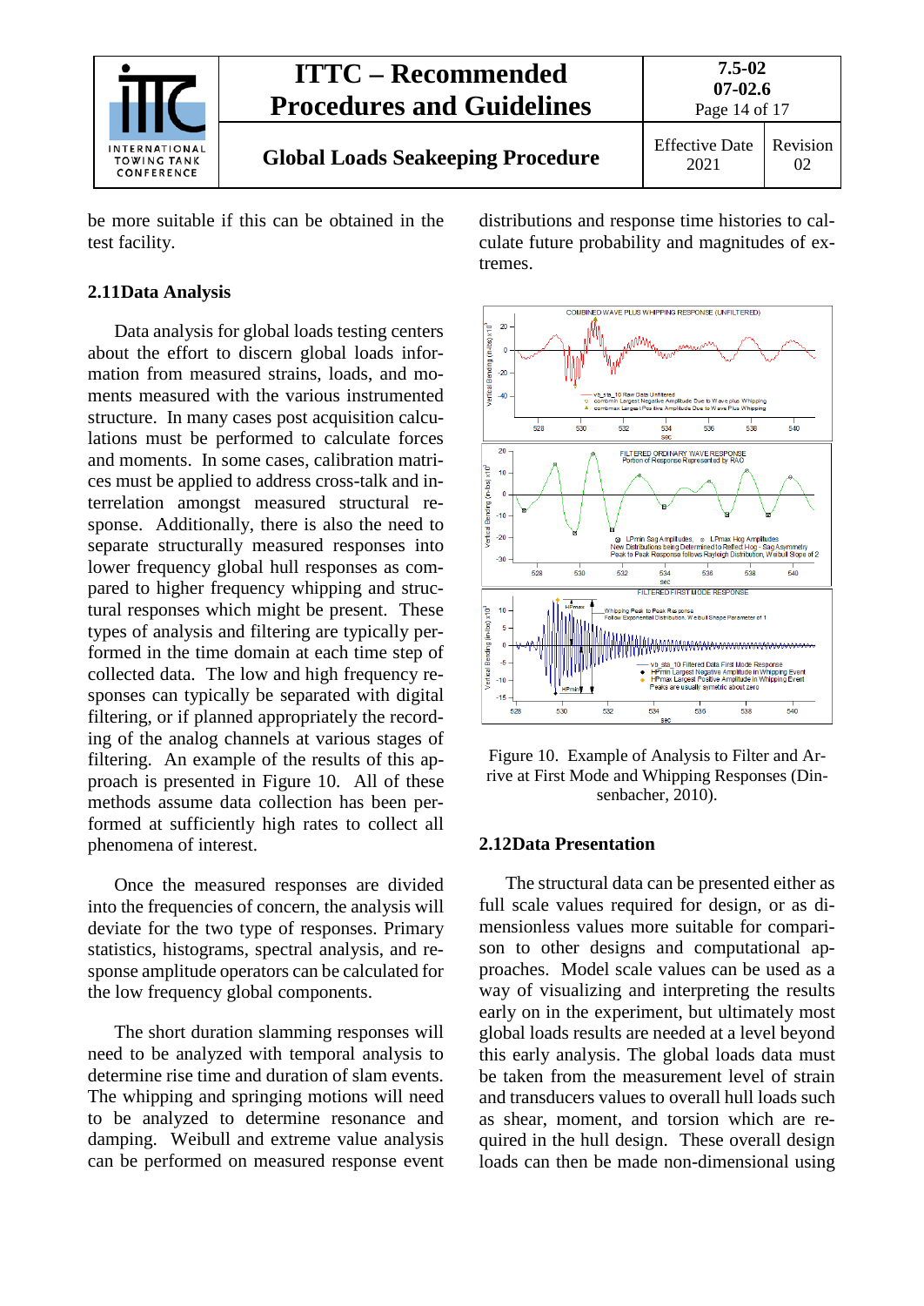be more suitable if this can be obtained in the test facility.

## 2.11 Data Analysis

Data analysis for global loads testing centers about the effort to discern global loads information from measured strains, loads, and moments measured with the various instrumented structure. In many cases post acquisition calculations must be performed to calculate forces and moments. In some cases, calibration matrices must be applied to address cross-talk and interrelation amongst measured structural response. Additionally, there is also the need to separate structurally measured responses into lower frequency global hull responses as compared to higher frequency whipping and structural responses which might be present. These types of analysis and filtering are typically performed in the time domain at each time step of collected data. The low and high frequency responses can typically be separated with digital filtering, or if planned appropriately the recording of the analog channels at various stages of filtering. An example of the results of this approach is presented in Figure 10. All of these methods assume data collection has been performed at sufficiently high rates to collect all phenomena of interest.

Once the measured responses are divided into the frequencies of concern, the analysis will deviate for the two type of responses. Primary statistics, histograms, spectral analysis, and response amplitude operators can be calculated for the low frequency global components.

The short duration slamming responses will need to be analyzed with temporal analysis to determine rise time and duration of slam events. The whipping and springing motions will need to be analyzed to determine resonance and damping. Weibull and extreme value analysis can be performed on measured response event distributions and response time histories to calculate future probability and magnitudes of extremes.

Figure 10. Example of Analysis to Filter and Arrive at First Mode and Whipping Responses (Dinsenbacher, 2010).

## 2.12 Data Presentation

The structural data can be presented either as full scale values required for design, or as dimensionless values more suitable for comparison to other designs and computational approaches. Model scale values can be used as a way of visualizing and interpreting the results early on in the experiment, but ultimately most global loads results are needed at a level beyond this early analysis. The global loads data must be taken from the measurement level of strain and transducers values to overall hull loads such as shear, moment, and torsion which are required in the hull design. These overall design loads can then be made non-dimensional using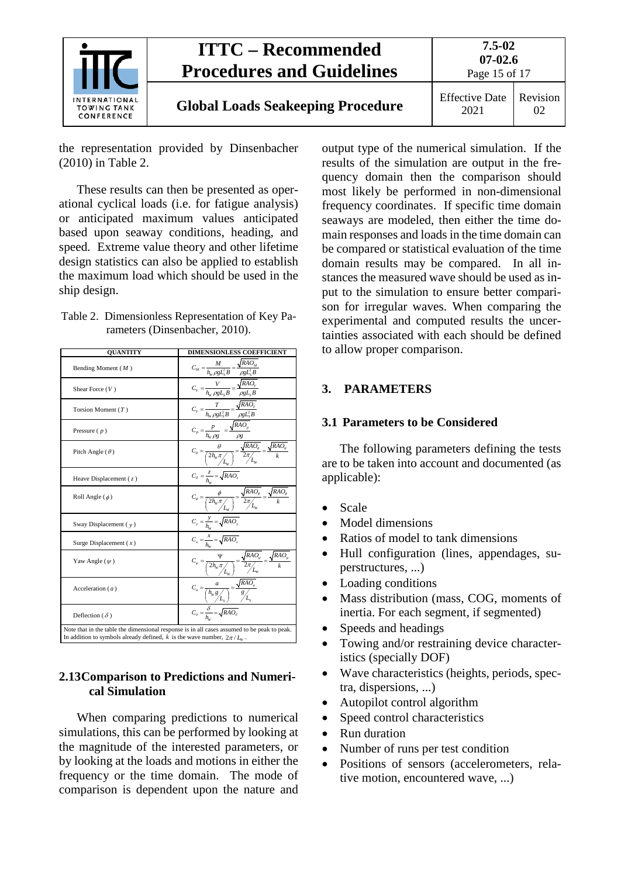the representation provided by Dinsenbacher (2010) in Table 2.

These results can then be presented as operational cyclical loads (i.e. for fatigue analysis) or anticipated maximum values anticipated based upon seaway conditions, heading, and speed. Extreme value theory and other lifetime design statistics can also be applied to establish the maximum load which should be used in the ship design.

Table 2. Dimensionless Representation of Key Parameters (Dinsenbacher, 2010).

| QUANTITY | DIMENSIONLESS COEFFICIENT |
|---|---|
| Bending Moment ( $M$ ) | $C_M = \frac{M}{h_w \rho g L_S^2 B} = \frac{\sqrt{RAO_M}}{\rho g L_S^2 B}$ |
| Shear Force ( $V$ ) | $C_V = \frac{V}{h_w \rho g L_S B} = \frac{\sqrt{RAO_V}}{\rho g L_S B}$ |
| Torsion Moment ( $T$ ) | $C_T = \frac{T}{h_w \rho g L_S^2 B} = \frac{\sqrt{RAO_T}}{\rho g L_S^2 B}$ |
| Pressure ( $p$ ) | $C_P = \frac{p}{h_w \rho g} = \frac{\sqrt{RAO_p}}{\rho g}$ |
| Pitch Angle ( $\theta$ ) | $C_\theta = \frac{\theta}{\left( 2h_w \pi / L_w \right)} = \frac{\sqrt{RAO_\theta}}{2\pi / L_w} = \frac{\sqrt{RAO_\theta}}{k}$ |
| Heave Displacement ( $z$ ) | $C_Z = \frac{z}{h_w} = \sqrt{RAO_z}$ |
| Roll Angle ( $\phi$ ) | $C_\phi = \frac{\phi}{\left( 2h_w \pi / L_w \right)} = \frac{\sqrt{RAO_\phi}}{2\pi / L_w} = \frac{\sqrt{RAO_\phi}}{k}$ |
| Sway Displacement ( $y$ ) | $C_y = \frac{y}{h_w} = \sqrt{RAO_y}$ |
| Surge Displacement ( $x$ ) | $C_x = \frac{x}{h_w} = \sqrt{RAO_x}$ |
| Yaw Angle ( $\psi$ ) | $C_\psi = \frac{\Psi}{\left( 2h_w \pi / L_w \right)} = \frac{\sqrt{RAO_\psi}}{2\pi / L_w} = \frac{\sqrt{RAO_\psi}}{k}$ |
| Acceleration ( $a$ ) | $C_a = \frac{a}{\left( h_w g / L_S \right)} = \frac{\sqrt{RAO_a}}{g / L_S}$ |
| Deflection ( $\delta$ ) | $C_\delta = \frac{\delta}{h_w} = \sqrt{RAO_\delta}$ |
| Note that in the table the dimensional response is in all cases assumed to be peak to peak. In addition to symbols already defined, $k$ is the wave number, $2\pi / L_w$ . | |

## 2.13 Comparison to Predictions and Numerical Simulation

When comparing predictions to numerical simulations, this can be performed by looking at the magnitude of the interested parameters, or by looking at the loads and motions in either the frequency or the time domain. The mode of comparison is dependent upon the nature and output type of the numerical simulation. If the results of the simulation are output in the frequency domain then the comparison should most likely be performed in non-dimensional frequency coordinates. If specific time domain seaways are modeled, then either the time domain responses and loads in the time domain can be compared or statistical evaluation of the time domain results may be compared. In all instances the measured wave should be used as input to the simulation to ensure better comparison for irregular waves. When comparing the experimental and computed results the uncertainties associated with each should be defined to allow proper comparison.

# 3. PARAMETERS

## 3.1 Parameters to be Considered

The following parameters defining the tests are to be taken into account and documented (as applicable):

- Scale
- Model dimensions
- Ratios of model to tank dimensions
- Hull configuration (lines, appendages, superstructures, ...)
- Loading conditions
- Mass distribution (mass, COG, moments of inertia. For each segment, if segmented)
- Speeds and headings
- Towing and/or restraining device characteristics (specially DOF)
- Wave characteristics (heights, periods, spectra, dispersions, ...)
- Autopilot control algorithm
- Speed control characteristics
- Run duration
- Number of runs per test condition
- Positions of sensors (accelerometers, relative motion, encountered wave, ...)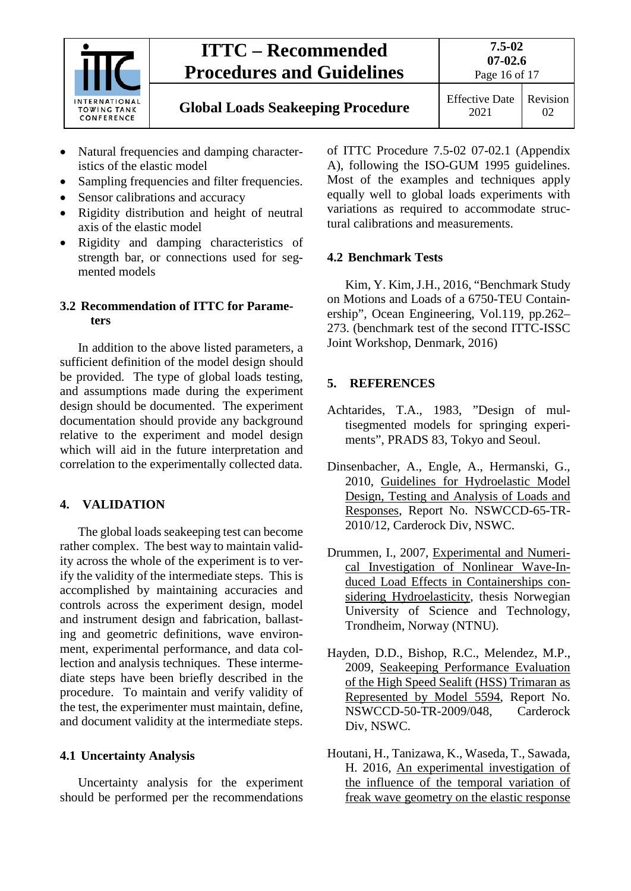- Natural frequencies and damping characteristics of the elastic model
- Sampling frequencies and filter frequencies.
- Sensor calibrations and accuracy
- Rigidity distribution and height of neutral axis of the elastic model
- Rigidity and damping characteristics of strength bar, or connections used for segmented models

### 3.2 Recommendation of ITTC for Parameters

In addition to the above listed parameters, a sufficient definition of the model design should be provided. The type of global loads testing, and assumptions made during the experiment design should be documented. The experiment documentation should provide any background relative to the experiment and model design which will aid in the future interpretation and correlation to the experimentally collected data.

## 4. VALIDATION

The global loads seakeeping test can become rather complex. The best way to maintain validity across the whole of the experiment is to verify the validity of the intermediate steps. This is accomplished by maintaining accuracies and controls across the experiment design, model and instrument design and fabrication, ballasting and geometric definitions, wave environment, experimental performance, and data collection and analysis techniques. These intermediate steps have been briefly described in the procedure. To maintain and verify validity of the test, the experimenter must maintain, define, and document validity at the intermediate steps.

### 4.1 Uncertainty Analysis

Uncertainty analysis for the experiment should be performed per the recommendations of ITTC Procedure 7.5-02 07-02.1 (Appendix A), following the ISO-GUM 1995 guidelines. Most of the examples and techniques apply equally well to global loads experiments with variations as required to accommodate structural calibrations and measurements.

### 4.2 Benchmark Tests

Kim, Y. Kim, J.H., 2016, "Benchmark Study on Motions and Loads of a 6750-TEU Containership", Ocean Engineering, Vol.119, pp.262–273. (benchmark test of the second ITTC-ISSC Joint Workshop, Denmark, 2016)

## 5. REFERENCES

Achtarides, T.A., 1983, "Design of multisegmented models for springing experiments", PRADS 83, Tokyo and Seoul.

Dinsenbacher, A., Engle, A., Hermanski, G., 2010, Guidelines for Hydroelastic Model Design, Testing and Analysis of Loads and Responses, Report No. NSWCCD-65-TR-2010/12, Carderock Div, NSWC.

Drummen, I., 2007, Experimental and Numerical Investigation of Nonlinear Wave-Induced Load Effects in Containerships considering Hydroelasticity, thesis Norwegian University of Science and Technology, Trondheim, Norway (NTNU).

Hayden, D.D., Bishop, R.C., Melendez, M.P., 2009, Seakeeping Performance Evaluation of the High Speed Sealift (HSS) Trimaran as Represented by Model 5594, Report No. NSWCCD-50-TR-2009/048, Carderock Div, NSWC.

Houtani, H., Tanizawa, K., Waseda, T., Sawada, H. 2016, An experimental investigation of the influence of the temporal variation of freak wave geometry on the elastic response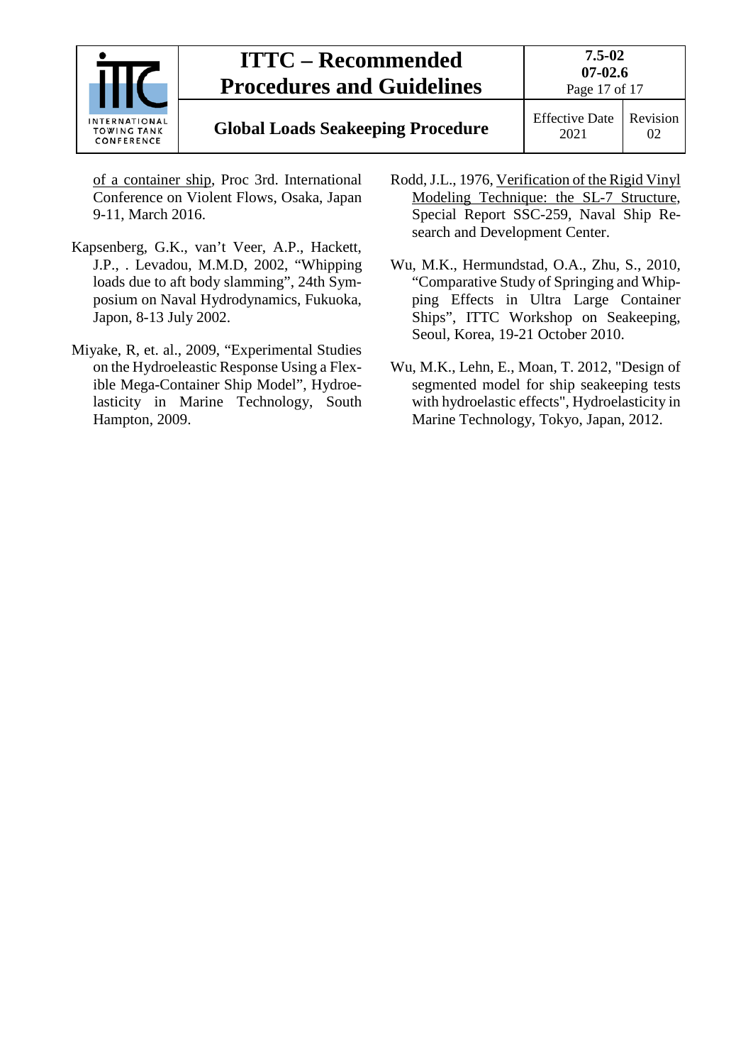of a container ship, Proc 3rd. International Conference on Violent Flows, Osaka, Japan 9-11, March 2016.

Kapsenberg, G.K., van't Veer, A.P., Hackett, J.P., . Levadou, M.M.D, 2002, "Whipping loads due to aft body slamming", 24th Symposium on Naval Hydrodynamics, Fukuoka, Japon, 8-13 July 2002.

Miyake, R, et. al., 2009, "Experimental Studies on the Hydroeleastic Response Using a Flexible Mega-Container Ship Model", Hydroelasticity in Marine Technology, South Hampton, 2009.

Rodd, J.L., 1976, Verification of the Rigid Vinyl Modeling Technique: the SL-7 Structure, Special Report SSC-259, Naval Ship Research and Development Center.

Wu, M.K., Hermundstad, O.A., Zhu, S., 2010, "Comparative Study of Springing and Whipping Effects in Ultra Large Container Ships", ITTC Workshop on Seakeeping, Seoul, Korea, 19-21 October 2010.

Wu, M.K., Lehn, E., Moan, T. 2012, "Design of segmented model for ship seakeeping tests with hydroelastic effects", Hydroelasticity in Marine Technology, Tokyo, Japan, 2012.